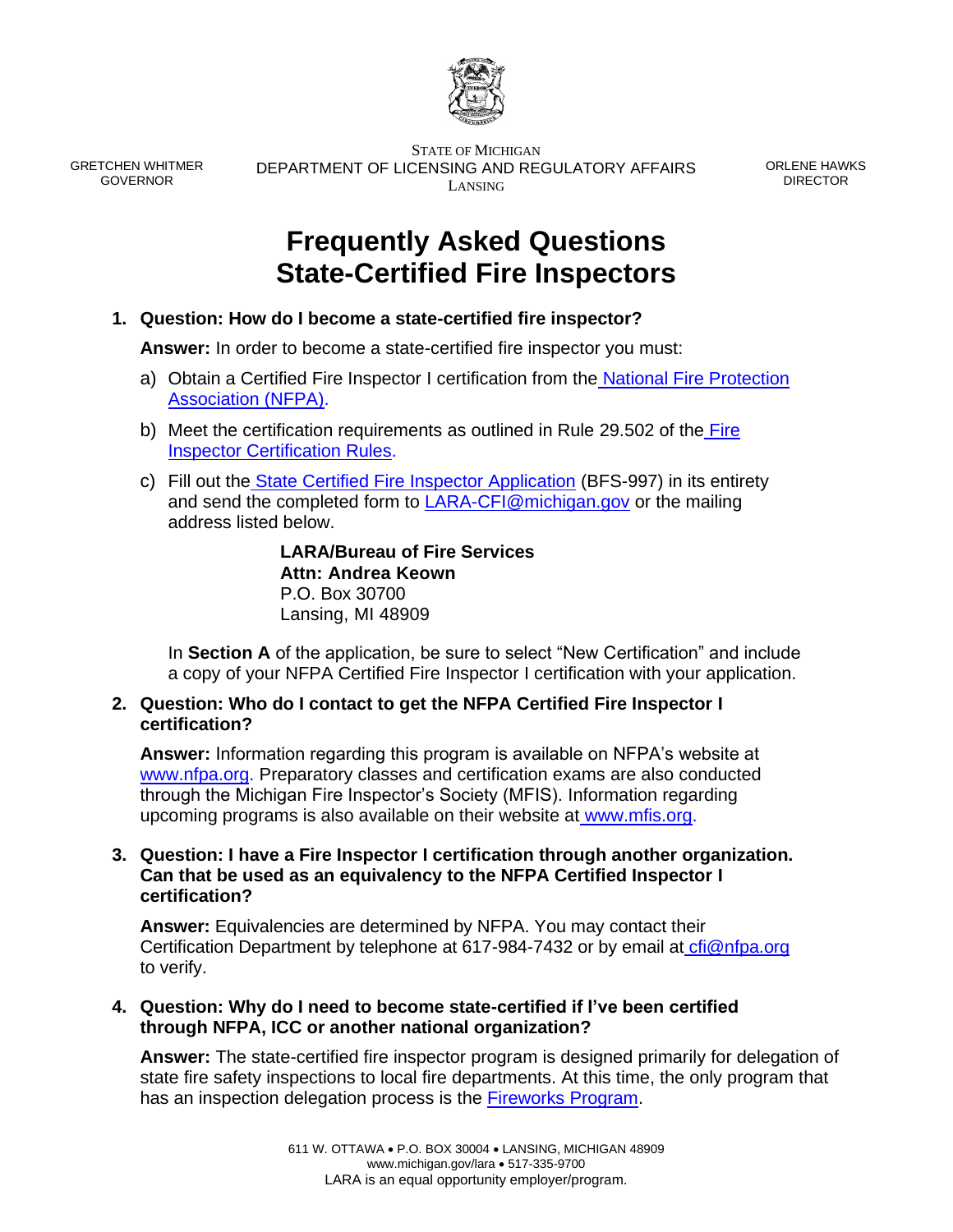GRETCHEN WHITMER
GOVERNOR

STATE OF MICHIGAN
DEPARTMENT OF LICENSING AND REGULATORY AFFAIRS
LANSING

ORLENE HAWKS
DIRECTOR

# Frequently Asked Questions State-Certified Fire Inspectors

1. **Question: How do I become a state-certified fire inspector?**

   **Answer:** In order to become a state-certified fire inspector you must:

   a) Obtain a Certified Fire Inspector I certification from the National Fire Protection Association (NFPA).

   b) Meet the certification requirements as outlined in Rule 29.502 of the Fire Inspector Certification Rules.

   c) Fill out the State Certified Fire Inspector Application (BFS-997) in its entirety and send the completed form to LARA-CFI@michigan.gov or the mailing address listed below.

   **LARA/Bureau of Fire Services**
   **Attn: Andrea Keown**
   P.O. Box 30700
   Lansing, MI 48909

   In **Section A** of the application, be sure to select "New Certification" and include a copy of your NFPA Certified Fire Inspector I certification with your application.

2. **Question: Who do I contact to get the NFPA Certified Fire Inspector I certification?**

   **Answer:** Information regarding this program is available on NFPA's website at www.nfpa.org. Preparatory classes and certification exams are also conducted through the Michigan Fire Inspector's Society (MFIS). Information regarding upcoming programs is also available on their website at www.mfis.org.

3. **Question: I have a Fire Inspector I certification through another organization. Can that be used as an equivalency to the NFPA Certified Inspector I certification?**

   **Answer:** Equivalencies are determined by NFPA. You may contact their Certification Department by telephone at 617-984-7432 or by email at cfi@nfpa.org to verify.

4. **Question: Why do I need to become state-certified if I've been certified through NFPA, ICC or another national organization?**

   **Answer:** The state-certified fire inspector program is designed primarily for delegation of state fire safety inspections to local fire departments. At this time, the only program that has an inspection delegation process is the Fireworks Program.

611 W. OTTAWA • P.O. BOX 30004 • LANSING, MICHIGAN 48909
www.michigan.gov/lara • 517-335-9700
LARA is an equal opportunity employer/program.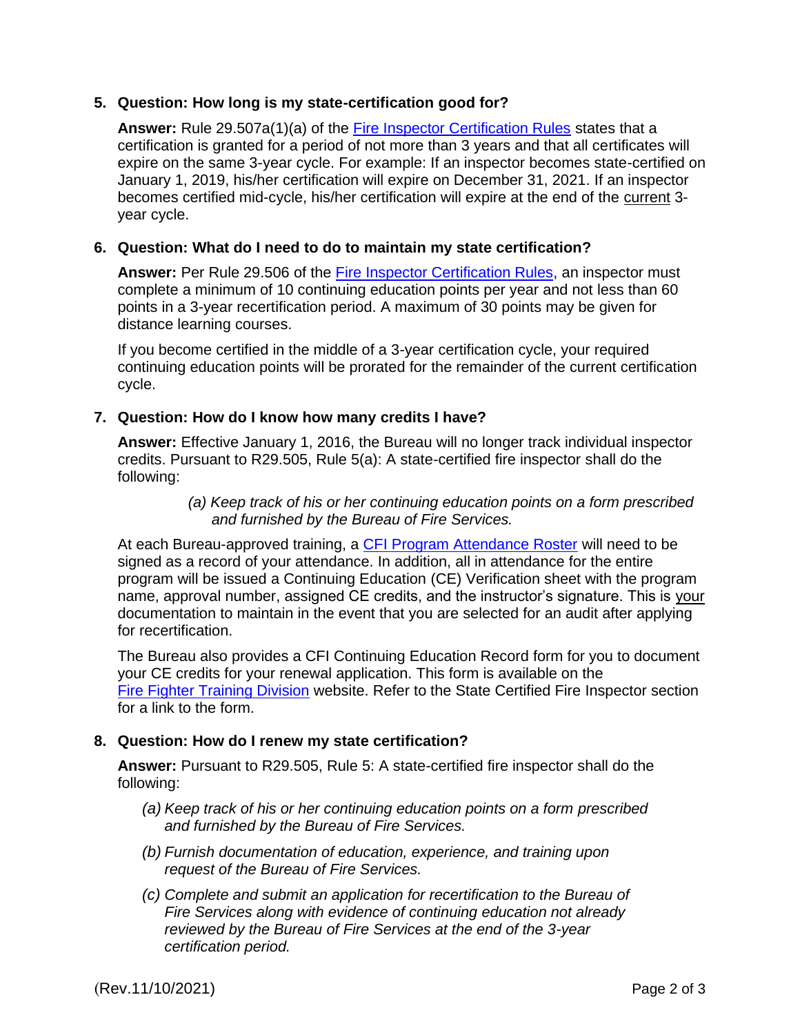5. **Question: How long is my state-certification good for?**

   **Answer:** Rule 29.507a(1)(a) of the Fire Inspector Certification Rules states that a certification is granted for a period of not more than 3 years and that all certificates will expire on the same 3-year cycle. For example: If an inspector becomes state-certified on January 1, 2019, his/her certification will expire on December 31, 2021. If an inspector becomes certified mid-cycle, his/her certification will expire at the end of the current 3-year cycle.

6. **Question: What do I need to do to maintain my state certification?**

   **Answer:** Per Rule 29.506 of the Fire Inspector Certification Rules, an inspector must complete a minimum of 10 continuing education points per year and not less than 60 points in a 3-year recertification period. A maximum of 30 points may be given for distance learning courses.

   If you become certified in the middle of a 3-year certification cycle, your required continuing education points will be prorated for the remainder of the current certification cycle.

7. **Question: How do I know how many credits I have?**

   **Answer:** Effective January 1, 2016, the Bureau will no longer track individual inspector credits. Pursuant to R29.505, Rule 5(a): A state-certified fire inspector shall do the following:

   > *(a) Keep track of his or her continuing education points on a form prescribed and furnished by the Bureau of Fire Services.*

   At each Bureau-approved training, a CFI Program Attendance Roster will need to be signed as a record of your attendance. In addition, all in attendance for the entire program will be issued a Continuing Education (CE) Verification sheet with the program name, approval number, assigned CE credits, and the instructor's signature. This is your documentation to maintain in the event that you are selected for an audit after applying for recertification.

   The Bureau also provides a CFI Continuing Education Record form for you to document your CE credits for your renewal application. This form is available on the Fire Fighter Training Division website. Refer to the State Certified Fire Inspector section for a link to the form.

8. **Question: How do I renew my state certification?**

   **Answer:** Pursuant to R29.505, Rule 5: A state-certified fire inspector shall do the following:

   *(a) Keep track of his or her continuing education points on a form prescribed and furnished by the Bureau of Fire Services.*

   *(b) Furnish documentation of education, experience, and training upon request of the Bureau of Fire Services.*

   *(c) Complete and submit an application for recertification to the Bureau of Fire Services along with evidence of continuing education not already reviewed by the Bureau of Fire Services at the end of the 3-year certification period.*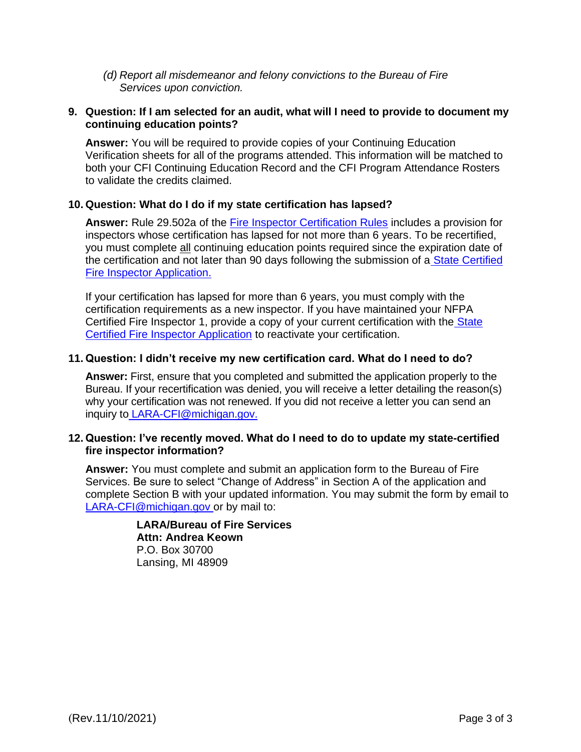*(d) Report all misdemeanor and felony convictions to the Bureau of Fire Services upon conviction.*

**9. Question: If I am selected for an audit, what will I need to provide to document my continuing education points?**

**Answer:** You will be required to provide copies of your Continuing Education Verification sheets for all of the programs attended. This information will be matched to both your CFI Continuing Education Record and the CFI Program Attendance Rosters to validate the credits claimed.

**10. Question: What do I do if my state certification has lapsed?**

**Answer:** Rule 29.502a of the [Fire Inspector Certification Rules]() includes a provision for inspectors whose certification has lapsed for not more than 6 years. To be recertified, you must complete all continuing education points required since the expiration date of the certification and not later than 90 days following the submission of a [State Certified Fire Inspector Application.]()

If your certification has lapsed for more than 6 years, you must comply with the certification requirements as a new inspector. If you have maintained your NFPA Certified Fire Inspector 1, provide a copy of your current certification with the [State Certified Fire Inspector Application]() to reactivate your certification.

**11. Question: I didn't receive my new certification card. What do I need to do?**

**Answer:** First, ensure that you completed and submitted the application properly to the Bureau. If your recertification was denied, you will receive a letter detailing the reason(s) why your certification was not renewed. If you did not receive a letter you can send an inquiry to [LARA-CFI@michigan.gov.](mailto:LARA-CFI@michigan.gov)

**12. Question: I've recently moved. What do I need to do to update my state-certified fire inspector information?**

**Answer:** You must complete and submit an application form to the Bureau of Fire Services. Be sure to select "Change of Address" in Section A of the application and complete Section B with your updated information. You may submit the form by email to [LARA-CFI@michigan.gov](mailto:LARA-CFI@michigan.gov) or by mail to:

> **LARA/Bureau of Fire Services**
> **Attn: Andrea Keown**
> P.O. Box 30700
> Lansing, MI 48909

(Rev.11/10/2021)